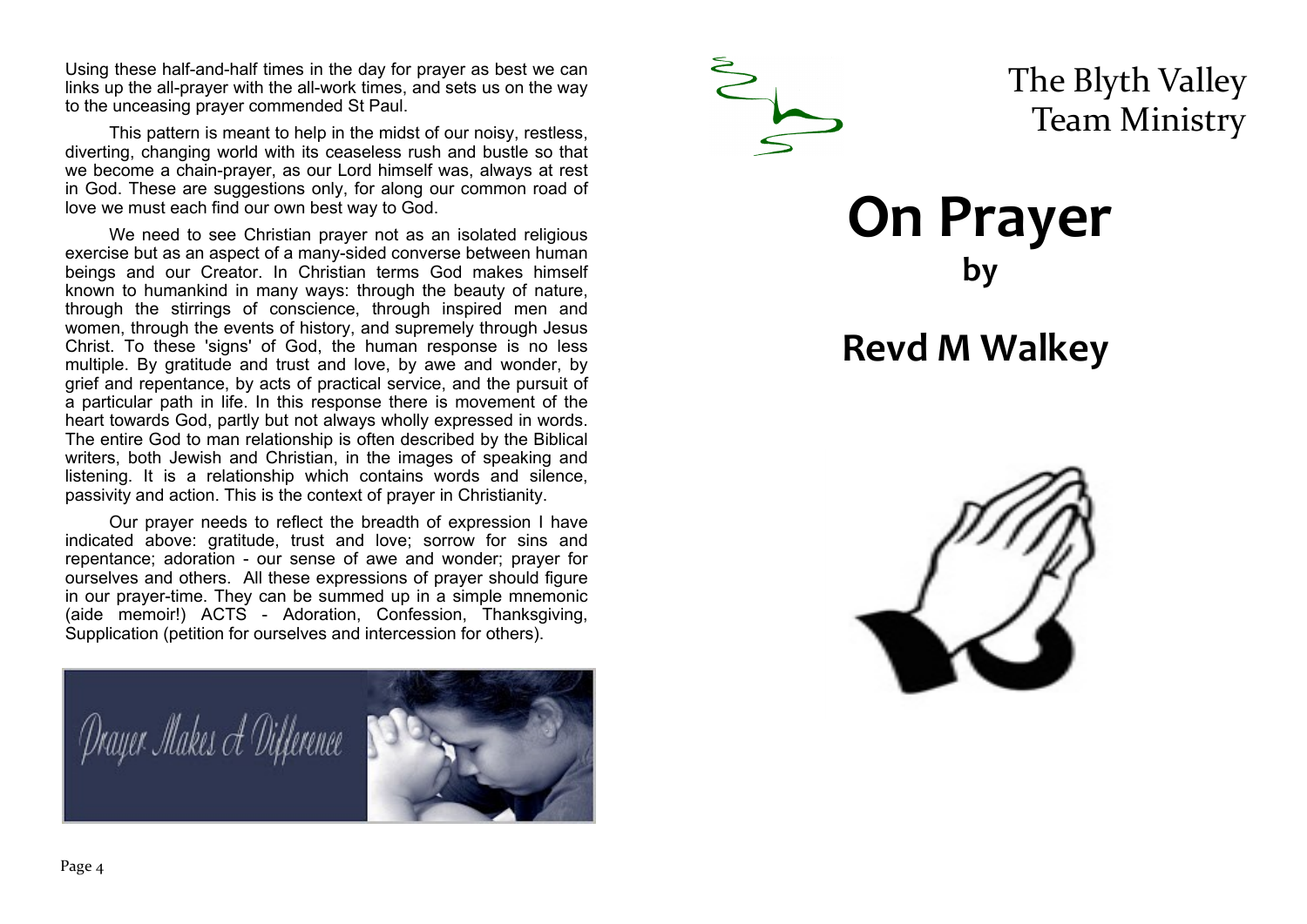Using these half-and-half times in the day for prayer as best we can links up the all-prayer with the all-work times, and sets us on the way to the unceasing prayer commended St Paul.

This pattern is meant to help in the midst of our noisy, restless, diverting, changing world with its ceaseless rush and bustle so that we become a chain-prayer, as our Lord himself was, always at rest in God. These are suggestions only, for along our common road of love we must each find our own best way to God.

We need to see Christian prayer not as an isolated religious exercise but as an aspect of a many-sided converse between human beings and our Creator. In Christian terms God makes himself known to humankind in many ways: through the beauty of nature, through the stirrings of conscience, through inspired men and women, through the events of history, and supremely through Jesus Christ. To these 'signs' of God, the human response is no less multiple. By gratitude and trust and love, by awe and wonder, by grief and repentance, by acts of practical service, and the pursuit of a particular path in life. In this response there is movement of the heart towards God, partly but not always wholly expressed in words. The entire God to man relationship is often described by the Biblical writers, both Jewish and Christian, in the images of speaking and listening. It is a relationship which contains words and silence, passivity and action. This is the context of prayer in Christianity.

Our prayer needs to reflect the breadth of expression I have indicated above: gratitude, trust and love; sorrow for sins and repentance; adoration - our sense of awe and wonder; prayer for ourselves and others. All these expressions of prayer should figure in our prayer-time. They can be summed up in a simple mnemonic (aide memoir!) ACTS - Adoration, Confession, Thanksgiving, Supplication (petition for ourselves and intercession for others).

Prayer Makes A Difference

The Blyth Valley Team Ministry

# On Prayer

## by

## Revd M Walkey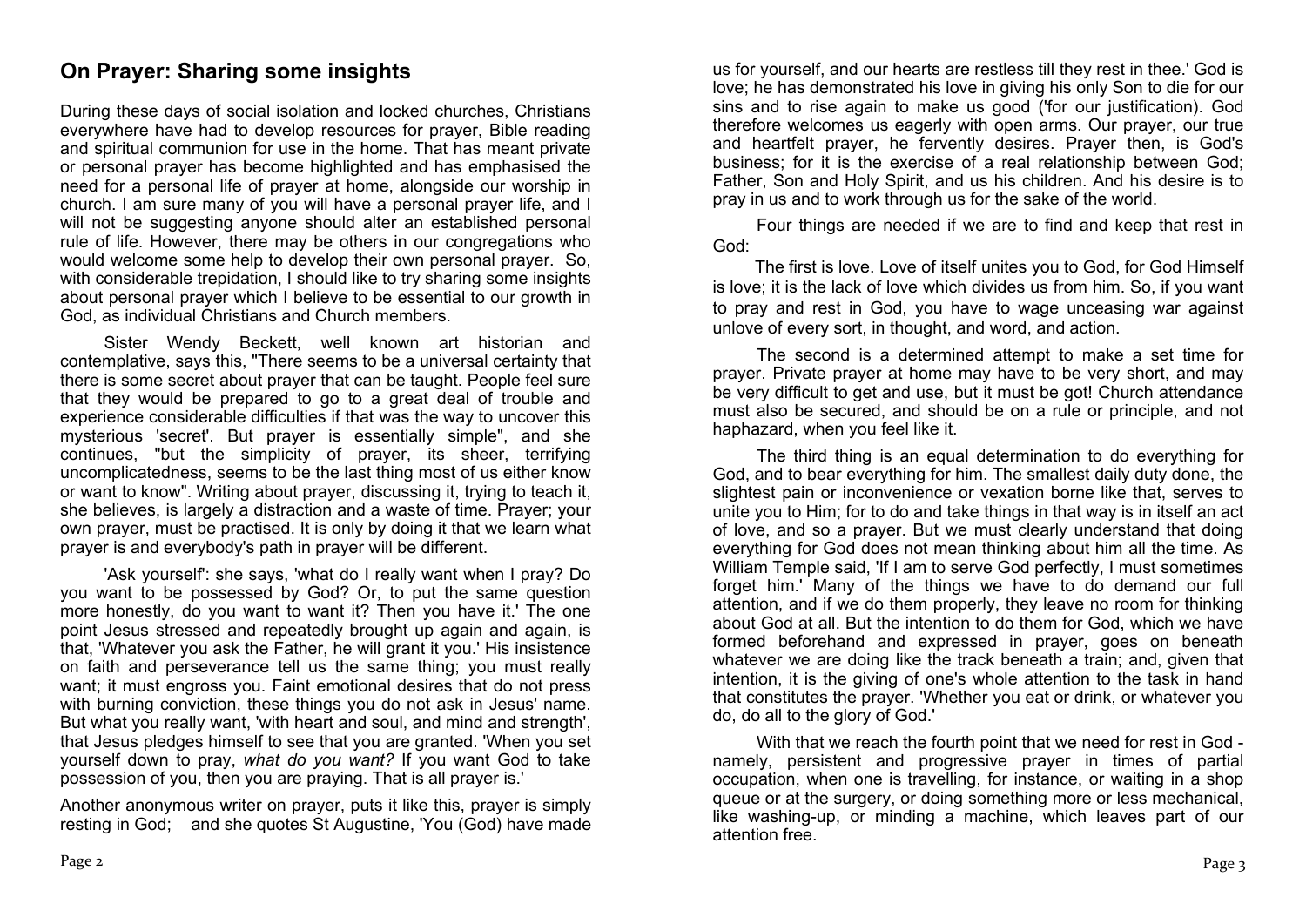## On Prayer: Sharing some insights

During these days of social isolation and locked churches, Christians everywhere have had to develop resources for prayer, Bible reading and spiritual communion for use in the home. That has meant private or personal prayer has become highlighted and has emphasised the need for a personal life of prayer at home, alongside our worship in church. I am sure many of you will have a personal prayer life, and I will not be suggesting anyone should alter an established personal rule of life. However, there may be others in our congregations who would welcome some help to develop their own personal prayer. So, with considerable trepidation, I should like to try sharing some insights about personal prayer which I believe to be essential to our growth in God, as individual Christians and Church members.

Sister Wendy Beckett, well known art historian and contemplative, says this, "There seems to be a universal certainty that there is some secret about prayer that can be taught. People feel sure that they would be prepared to go to a great deal of trouble and experience considerable difficulties if that was the way to uncover this mysterious 'secret'. But prayer is essentially simple", and she continues, "but the simplicity of prayer, its sheer, terrifying uncomplicatedness, seems to be the last thing most of us either know or want to know". Writing about prayer, discussing it, trying to teach it, she believes, is largely a distraction and a waste of time. Prayer; your own prayer, must be practised. It is only by doing it that we learn what prayer is and everybody's path in prayer will be different.

'Ask yourself': she says, 'what do I really want when I pray? Do you want to be possessed by God? Or, to put the same question more honestly, do you want to want it? Then you have it.' The one point Jesus stressed and repeatedly brought up again and again, is that, 'Whatever you ask the Father, he will grant it you.' His insistence on faith and perseverance tell us the same thing; you must really want; it must engross you. Faint emotional desires that do not press with burning conviction, these things you do not ask in Jesus' name. But what you really want, 'with heart and soul, and mind and strength', that Jesus pledges himself to see that you are granted. 'When you set yourself down to pray, *what do you want?* If you want God to take possession of you, then you are praying. That is all prayer is.'

Another anonymous writer on prayer, puts it like this, prayer is simply resting in God; and she quotes St Augustine, 'You (God) have made us for yourself, and our hearts are restless till they rest in thee.' God is love; he has demonstrated his love in giving his only Son to die for our sins and to rise again to make us good ('for our justification). God therefore welcomes us eagerly with open arms. Our prayer, our true and heartfelt prayer, he fervently desires. Prayer then, is God's business; for it is the exercise of a real relationship between God; Father, Son and Holy Spirit, and us his children. And his desire is to pray in us and to work through us for the sake of the world.

Four things are needed if we are to find and keep that rest in God:

The first is love. Love of itself unites you to God, for God Himself is love; it is the lack of love which divides us from him. So, if you want to pray and rest in God, you have to wage unceasing war against unlove of every sort, in thought, and word, and action.

The second is a determined attempt to make a set time for prayer. Private prayer at home may have to be very short, and may be very difficult to get and use, but it must be got! Church attendance must also be secured, and should be on a rule or principle, and not haphazard, when you feel like it.

The third thing is an equal determination to do everything for God, and to bear everything for him. The smallest daily duty done, the slightest pain or inconvenience or vexation borne like that, serves to unite you to Him; for to do and take things in that way is in itself an act of love, and so a prayer. But we must clearly understand that doing everything for God does not mean thinking about him all the time. As William Temple said, 'If I am to serve God perfectly, I must sometimes forget him.' Many of the things we have to do demand our full attention, and if we do them properly, they leave no room for thinking about God at all. But the intention to do them for God, which we have formed beforehand and expressed in prayer, goes on beneath whatever we are doing like the track beneath a train; and, given that intention, it is the giving of one's whole attention to the task in hand that constitutes the prayer. 'Whether you eat or drink, or whatever you do, do all to the glory of God.'

With that we reach the fourth point that we need for rest in God - namely, persistent and progressive prayer in times of partial occupation, when one is travelling, for instance, or waiting in a shop queue or at the surgery, or doing something more or less mechanical, like washing-up, or minding a machine, which leaves part of our attention free.